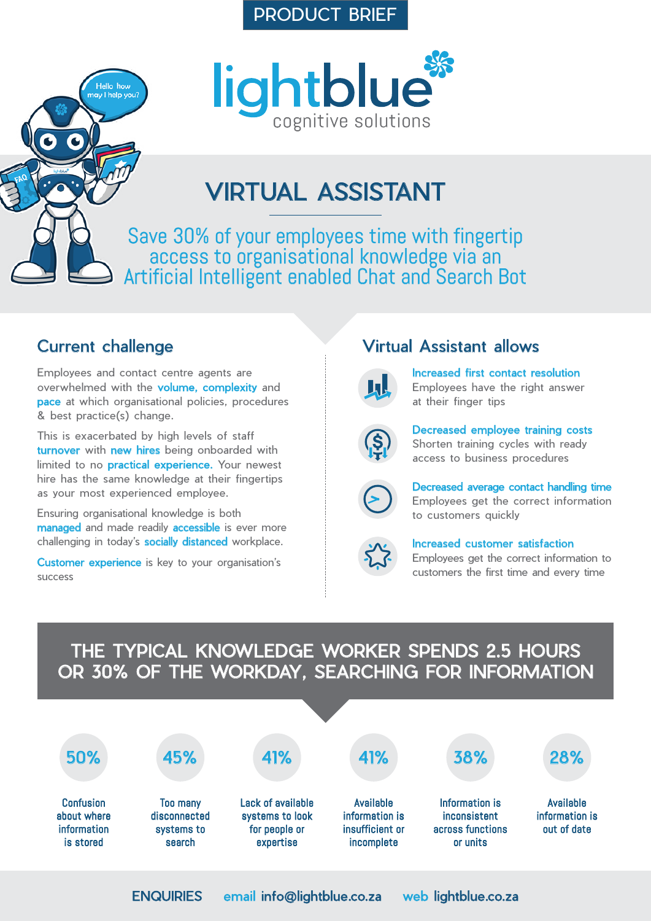PRODUCT BRIEF

# lightblue

cognitive solutions

## VIRTUAL ASSISTANT

Save 30% of your employees time with fingertip access to organisational knowledge via an Artificial Intelligent enabled Chat and Search Bot

### Current challenge

Employees and contact centre agents are overwhelmed with the volume, complexity and pace at which organisational policies, procedures & best practice(s) change.

This is exacerbated by high levels of staff turnover with new hires being onboarded with limited to no practical experience. Your newest hire has the same knowledge at their fingertips as your most experienced employee.

Ensuring organisational knowledge is both managed and made readily accessible is ever more challenging in today's socially distanced workplace.

Customer experience is key to your organisation's success

### Virtual Assistant allows

**Increased first contact resolution**
Employees have the right answer at their finger tips

**Decreased employee training costs**
Shorten training cycles with ready access to business procedures

**Decreased average contact handling time**
Employees get the correct information to customers quickly

**Increased customer satisfaction**
Employees get the correct information to customers the first time and every time

## THE TYPICAL KNOWLEDGE WORKER SPENDS 2.5 HOURS OR 30% OF THE WORKDAY, SEARCHING FOR INFORMATION

- **50%** Confusion about where information is stored
- **45%** Too many disconnected systems to search
- **41%** Lack of available systems to look for people or expertise
- **41%** Available information is insufficient or incomplete
- **38%** Information is inconsistent across functions or units
- **28%** Available information is out of date

ENQUIRIES email info@lightblue.co.za web lightblue.co.za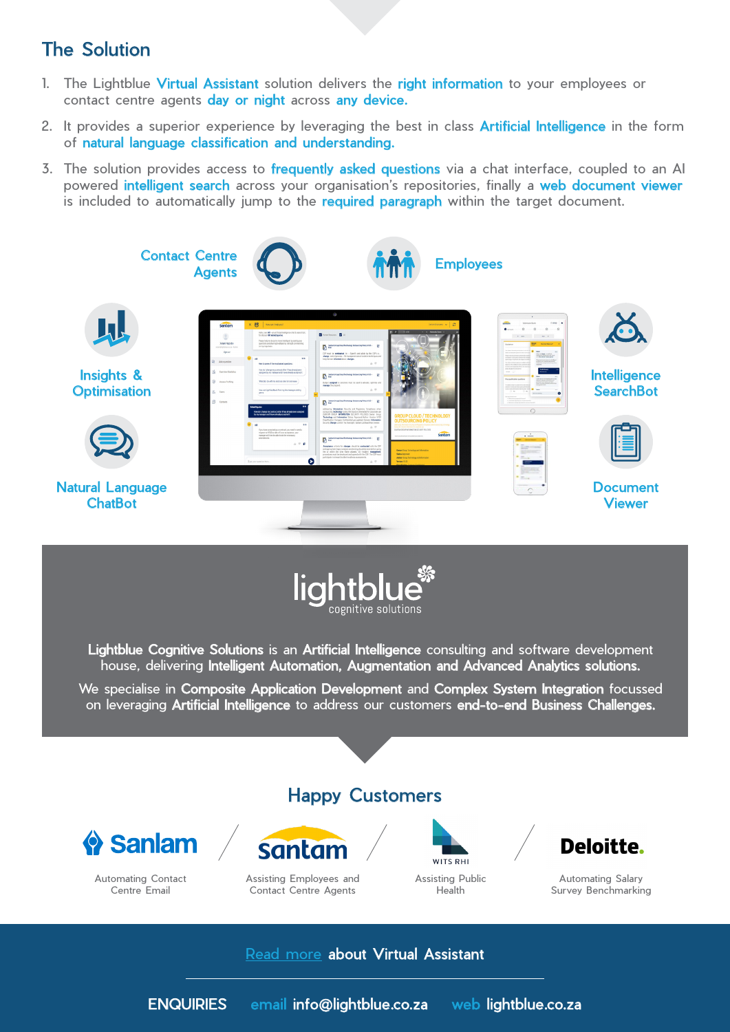## The Solution

1. The Lightblue Virtual Assistant solution delivers the right information to your employees or contact centre agents day or night across any device.
2. It provides a superior experience by leveraging the best in class Artificial Intelligence in the form of natural language classification and understanding.
3. The solution provides access to frequently asked questions via a chat interface, coupled to an AI powered intelligent search across your organisation's repositories, finally a web document viewer is included to automatically jump to the required paragraph within the target document.

Contact Centre Agents

Employees

Insights & Optimisation

Intelligence SearchBot

Natural Language ChatBot

Document Viewer

lightblue cognitive solutions

**Lightblue Cognitive Solutions** is an **Artificial Intelligence** consulting and software development house, delivering **Intelligent Automation, Augmentation and Advanced Analytics solutions.**

We specialise in **Composite Application Development** and **Complex System Integration** focussed on leveraging **Artificial Intelligence** to address our customers **end-to-end Business Challenges.**

## Happy Customers

Sanlam – Automating Contact Centre Email

santam – Assisting Employees and Contact Centre Agents

WITS RHI – Assisting Public Health

Deloitte. – Automating Salary Survey Benchmarking

Read more about Virtual Assistant

**ENQUIRIES** email info@lightblue.co.za web lightblue.co.za